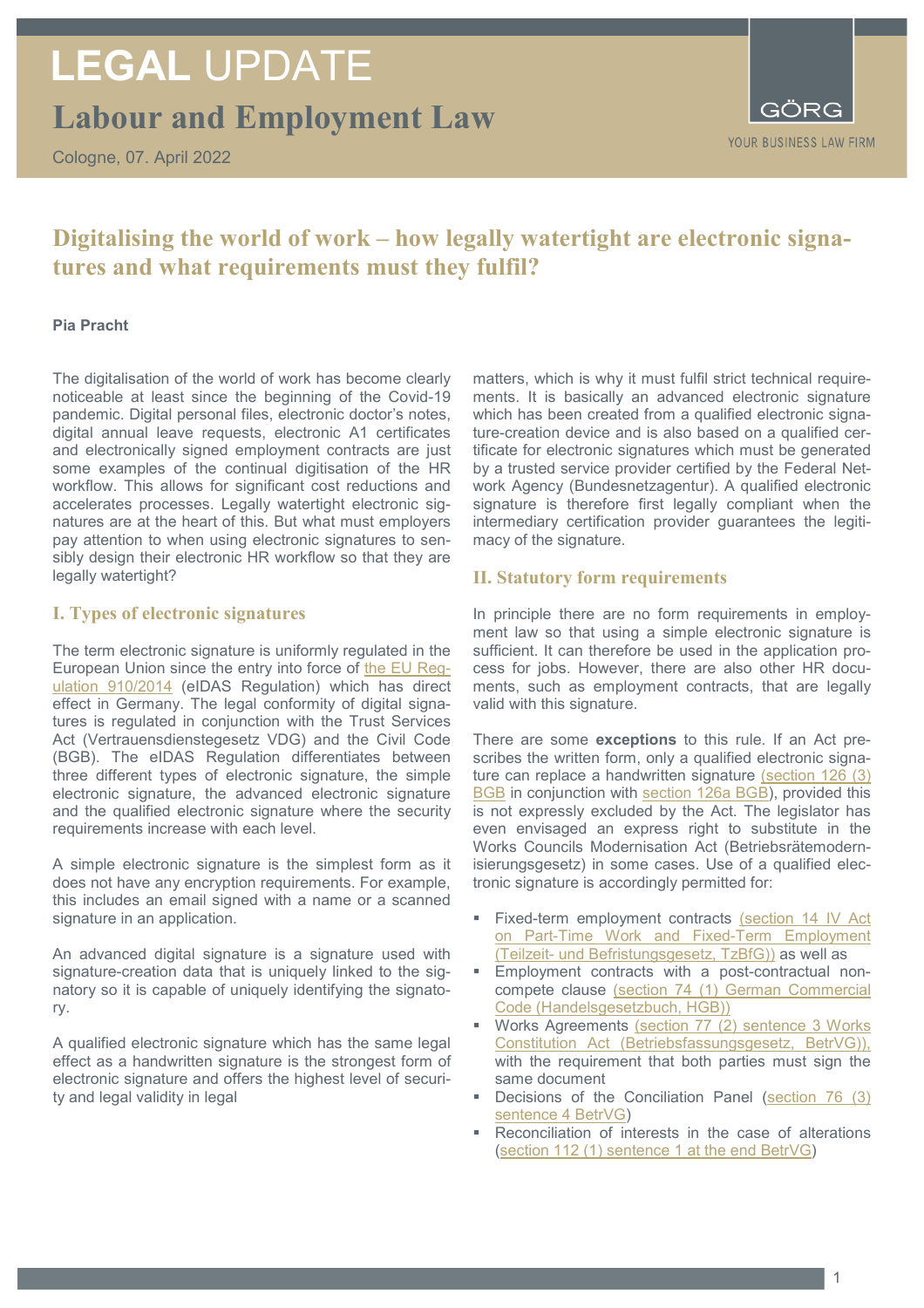# LEGAL UPDATE

## Labour and Employment Law

Cologne, 07. April 2022

GÖRG
YOUR BUSINESS LAW FIRM

## Digitalising the world of work – how legally watertight are electronic signatures and what requirements must they fulfil?

**Pia Pracht**

The digitalisation of the world of work has become clearly noticeable at least since the beginning of the Covid-19 pandemic. Digital personal files, electronic doctor's notes, digital annual leave requests, electronic A1 certificates and electronically signed employment contracts are just some examples of the continual digitisation of the HR workflow. This allows for significant cost reductions and accelerates processes. Legally watertight electronic signatures are at the heart of this. But what must employers pay attention to when using electronic signatures to sensibly design their electronic HR workflow so that they are legally watertight?

### I. Types of electronic signatures

The term electronic signature is uniformly regulated in the European Union since the entry into force of the EU Regulation 910/2014 (eIDAS Regulation) which has direct effect in Germany. The legal conformity of digital signatures is regulated in conjunction with the Trust Services Act (Vertrauensdienstegesetz VDG) and the Civil Code (BGB). The eIDAS Regulation differentiates between three different types of electronic signature, the simple electronic signature, the advanced electronic signature and the qualified electronic signature where the security requirements increase with each level.

A simple electronic signature is the simplest form as it does not have any encryption requirements. For example, this includes an email signed with a name or a scanned signature in an application.

An advanced digital signature is a signature used with signature-creation data that is uniquely linked to the signatory so it is capable of uniquely identifying the signatory.

A qualified electronic signature which has the same legal effect as a handwritten signature is the strongest form of electronic signature and offers the highest level of security and legal validity in legal matters, which is why it must fulfil strict technical requirements. It is basically an advanced electronic signature which has been created from a qualified electronic signature-creation device and is also based on a qualified certificate for electronic signatures which must be generated by a trusted service provider certified by the Federal Network Agency (Bundesnetzagentur). A qualified electronic signature is therefore first legally compliant when the intermediary certification provider guarantees the legitimacy of the signature.

### II. Statutory form requirements

In principle there are no form requirements in employment law so that using a simple electronic signature is sufficient. It can therefore be used in the application process for jobs. However, there are also other HR documents, such as employment contracts, that are legally valid with this signature.

There are some **exceptions** to this rule. If an Act prescribes the written form, only a qualified electronic signature can replace a handwritten signature (section 126 (3) BGB in conjunction with section 126a BGB), provided this is not expressly excluded by the Act. The legislator has even envisaged an express right to substitute in the Works Councils Modernisation Act (Betriebsrätemodernisierungsgesetz) in some cases. Use of a qualified electronic signature is accordingly permitted for:

- Fixed-term employment contracts (section 14 IV Act on Part-Time Work and Fixed-Term Employment (Teilzeit- und Befristungsgesetz, TzBfG)) as well as
- Employment contracts with a post-contractual non-compete clause (section 74 (1) German Commercial Code (Handelsgesetzbuch, HGB))
- Works Agreements (section 77 (2) sentence 3 Works Constitution Act (Betriebsfassungsgesetz, BetrVG)), with the requirement that both parties must sign the same document
- Decisions of the Conciliation Panel (section 76 (3) sentence 4 BetrVG)
- Reconciliation of interests in the case of alterations (section 112 (1) sentence 1 at the end BetrVG)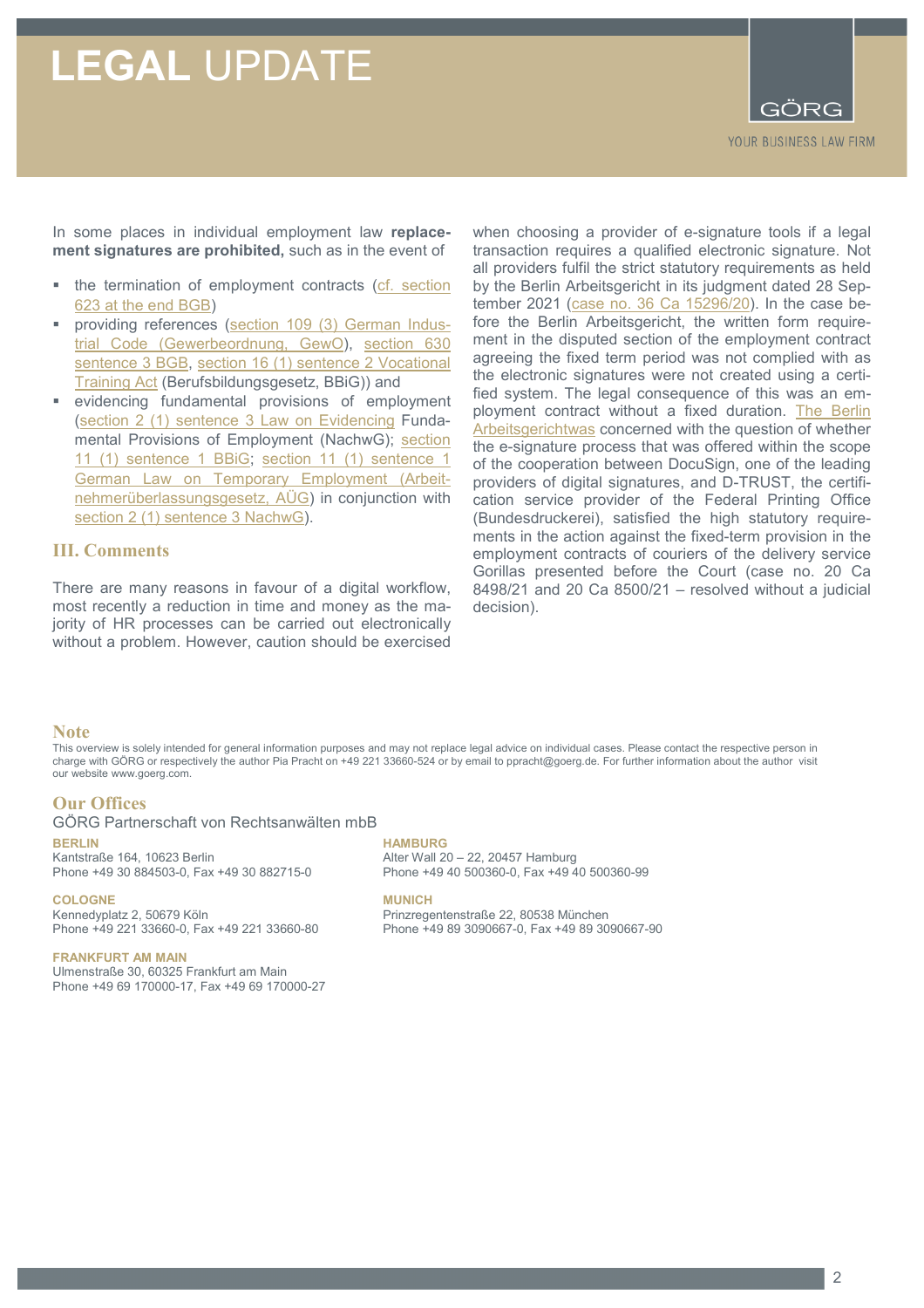In some places in individual employment law **replacement signatures are prohibited,** such as in the event of

- the termination of employment contracts (cf. section 623 at the end BGB)
- providing references (section 109 (3) German Industrial Code (Gewerbeordnung, GewO), section 630 sentence 3 BGB, section 16 (1) sentence 2 Vocational Training Act (Berufsbildungsgesetz, BBiG)) and
- evidencing fundamental provisions of employment (section 2 (1) sentence 3 Law on Evidencing Fundamental Provisions of Employment (NachwG); section 11 (1) sentence 1 BBiG; section 11 (1) sentence 1 German Law on Temporary Employment (Arbeitnehmerüberlassungsgesetz, AÜG) in conjunction with section 2 (1) sentence 3 NachwG).

## III. Comments

There are many reasons in favour of a digital workflow, most recently a reduction in time and money as the majority of HR processes can be carried out electronically without a problem. However, caution should be exercised when choosing a provider of e-signature tools if a legal transaction requires a qualified electronic signature. Not all providers fulfil the strict statutory requirements as held by the Berlin Arbeitsgericht in its judgment dated 28 September 2021 (case no. 36 Ca 15296/20). In the case before the Berlin Arbeitsgericht, the written form requirement in the disputed section of the employment contract agreeing the fixed term period was not complied with as the electronic signatures were not created using a certified system. The legal consequence of this was an employment contract without a fixed duration. The Berlin Arbeitsgerichtwas concerned with the question of whether the e-signature process that was offered within the scope of the cooperation between DocuSign, one of the leading providers of digital signatures, and D-TRUST, the certification service provider of the Federal Printing Office (Bundesdruckerei), satisfied the high statutory requirements in the action against the fixed-term provision in the employment contracts of couriers of the delivery service Gorillas presented before the Court (case no. 20 Ca 8498/21 and 20 Ca 8500/21 – resolved without a judicial decision).

## Note

This overview is solely intended for general information purposes and may not replace legal advice on individual cases. Please contact the respective person in charge with GÖRG or respectively the author Pia Pracht on +49 221 33660-524 or by email to ppracht@goerg.de. For further information about the author visit our website www.goerg.com.

## Our Offices

GÖRG Partnerschaft von Rechtsanwälten mbB

**BERLIN**
Kantstraße 164, 10623 Berlin
Phone +49 30 884503-0, Fax +49 30 882715-0

**COLOGNE**
Kennedyplatz 2, 50679 Köln
Phone +49 221 33660-0, Fax +49 221 33660-80

**FRANKFURT AM MAIN**
Ulmenstraße 30, 60325 Frankfurt am Main
Phone +49 69 170000-17, Fax +49 69 170000-27

**HAMBURG**
Alter Wall 20 – 22, 20457 Hamburg
Phone +49 40 500360-0, Fax +49 40 500360-99

**MUNICH**
Prinzregentenstraße 22, 80538 München
Phone +49 89 3090667-0, Fax +49 89 3090667-90